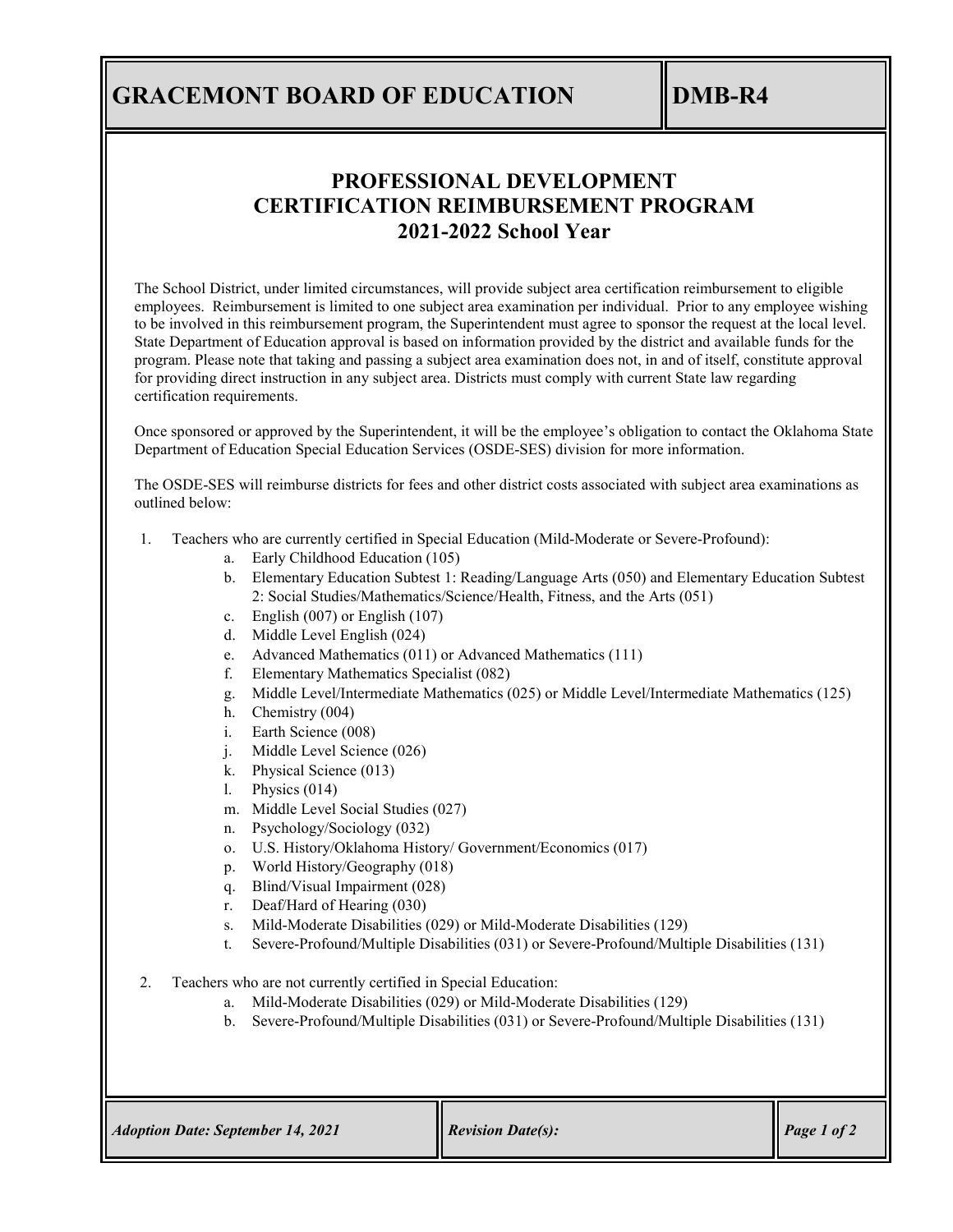# GRACEMONT BOARD OF EDUCATION — DMB-R4

## PROFESSIONAL DEVELOPMENT CERTIFICATION REIMBURSEMENT PROGRAM 2021-2022 School Year

The School District, under limited circumstances, will provide subject area certification reimbursement to eligible employees. Reimbursement is limited to one subject area examination per individual. Prior to any employee wishing to be involved in this reimbursement program, the Superintendent must agree to sponsor the request at the local level. State Department of Education approval is based on information provided by the district and available funds for the program. Please note that taking and passing a subject area examination does not, in and of itself, constitute approval for providing direct instruction in any subject area. Districts must comply with current State law regarding certification requirements.

Once sponsored or approved by the Superintendent, it will be the employee's obligation to contact the Oklahoma State Department of Education Special Education Services (OSDE-SES) division for more information.

The OSDE-SES will reimburse districts for fees and other district costs associated with subject area examinations as outlined below:

1. Teachers who are currently certified in Special Education (Mild-Moderate or Severe-Profound):
   a. Early Childhood Education (105)
   b. Elementary Education Subtest 1: Reading/Language Arts (050) and Elementary Education Subtest 2: Social Studies/Mathematics/Science/Health, Fitness, and the Arts (051)
   c. English (007) or English (107)
   d. Middle Level English (024)
   e. Advanced Mathematics (011) or Advanced Mathematics (111)
   f. Elementary Mathematics Specialist (082)
   g. Middle Level/Intermediate Mathematics (025) or Middle Level/Intermediate Mathematics (125)
   h. Chemistry (004)
   i. Earth Science (008)
   j. Middle Level Science (026)
   k. Physical Science (013)
   l. Physics (014)
   m. Middle Level Social Studies (027)
   n. Psychology/Sociology (032)
   o. U.S. History/Oklahoma History/ Government/Economics (017)
   p. World History/Geography (018)
   q. Blind/Visual Impairment (028)
   r. Deaf/Hard of Hearing (030)
   s. Mild-Moderate Disabilities (029) or Mild-Moderate Disabilities (129)
   t. Severe-Profound/Multiple Disabilities (031) or Severe-Profound/Multiple Disabilities (131)

2. Teachers who are not currently certified in Special Education:
   a. Mild-Moderate Disabilities (029) or Mild-Moderate Disabilities (129)
   b. Severe-Profound/Multiple Disabilities (031) or Severe-Profound/Multiple Disabilities (131)

*Adoption Date: September 14, 2021* | *Revision Date(s):*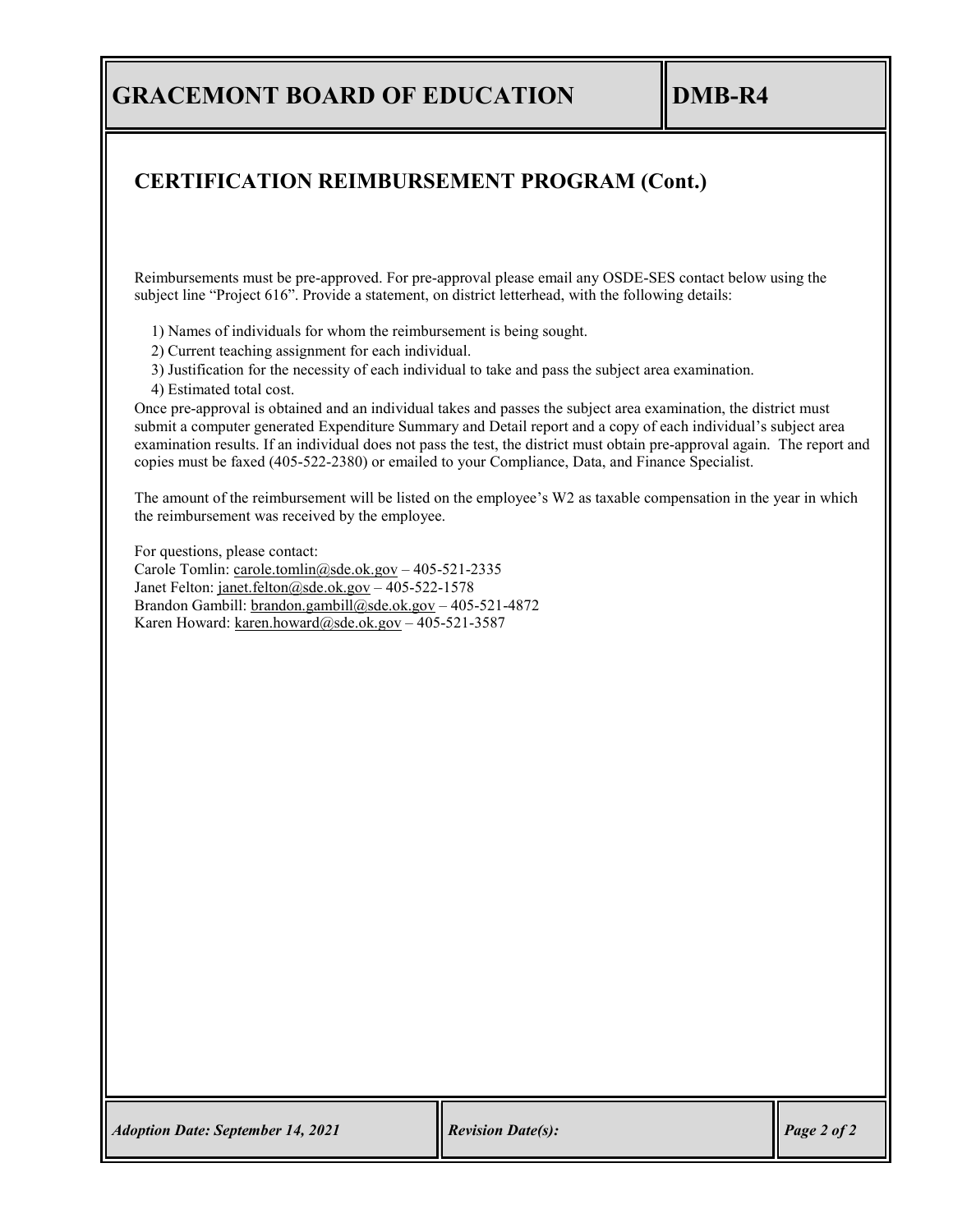## CERTIFICATION REIMBURSEMENT PROGRAM (Cont.)

Reimbursements must be pre-approved. For pre-approval please email any OSDE-SES contact below using the subject line "Project 616". Provide a statement, on district letterhead, with the following details:

1) Names of individuals for whom the reimbursement is being sought.
2) Current teaching assignment for each individual.
3) Justification for the necessity of each individual to take and pass the subject area examination.
4) Estimated total cost.

Once pre-approval is obtained and an individual takes and passes the subject area examination, the district must submit a computer generated Expenditure Summary and Detail report and a copy of each individual's subject area examination results. If an individual does not pass the test, the district must obtain pre-approval again. The report and copies must be faxed (405-522-2380) or emailed to your Compliance, Data, and Finance Specialist.

The amount of the reimbursement will be listed on the employee's W2 as taxable compensation in the year in which the reimbursement was received by the employee.

For questions, please contact:
Carole Tomlin: carole.tomlin@sde.ok.gov – 405-521-2335
Janet Felton: janet.felton@sde.ok.gov – 405-522-1578
Brandon Gambill: brandon.gambill@sde.ok.gov – 405-521-4872
Karen Howard: karen.howard@sde.ok.gov – 405-521-3587

*Adoption Date: September 14, 2021* | *Revision Date(s):*